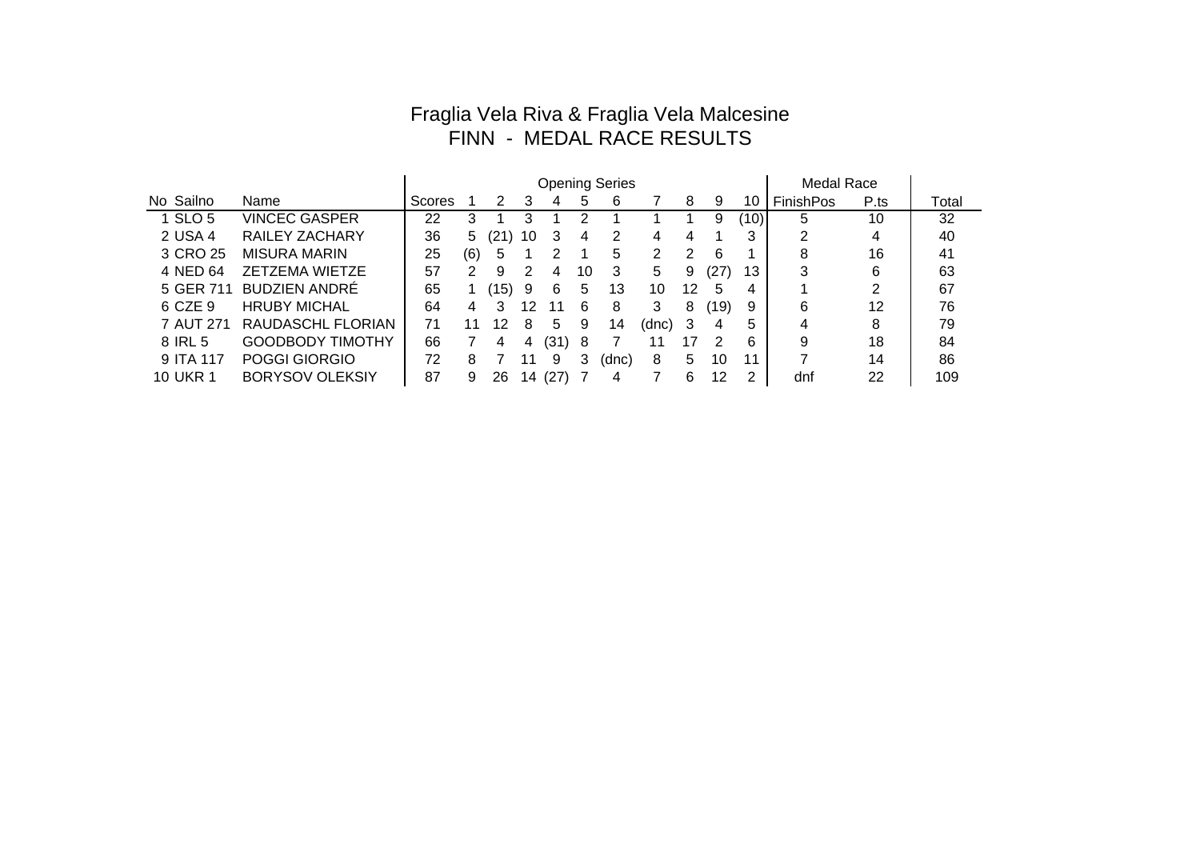# Fraglia Vela Riva & Fraglia Vela Malcesine
## FINN - MEDAL RACE RESULTS

| | | | Opening Series | | | | | | | | | | | Medal Race | | |
|---|---|---|---|---|---|---|---|---|---|---|---|---|---|---|---|---|
| No | Sailno | Name | Scores | 1 | 2 | 3 | 4 | 5 | 6 | 7 | 8 | 9 | 10 | FinishPos | P.ts | Total |
| 1 | SLO 5 | VINCEC GASPER | 22 | 3 | 1 | 3 | 1 | 2 | 1 | 1 | 1 | 9 | (10) | 5 | 10 | 32 |
| 2 | USA 4 | RAILEY ZACHARY | 36 | 5 | (21) | 10 | 3 | 4 | 2 | 4 | 4 | 1 | 3 | 2 | 4 | 40 |
| 3 | CRO 25 | MISURA MARIN | 25 | (6) | 5 | 1 | 2 | 1 | 5 | 2 | 2 | 6 | 1 | 8 | 16 | 41 |
| 4 | NED 64 | ZETZEMA WIETZE | 57 | 2 | 9 | 2 | 4 | 10 | 3 | 5 | 9 | (27) | 13 | 3 | 6 | 63 |
| 5 | GER 711 | BUDZIEN ANDRÉ | 65 | 1 | (15) | 9 | 6 | 5 | 13 | 10 | 12 | 5 | 4 | 1 | 2 | 67 |
| 6 | CZE 9 | HRUBY MICHAL | 64 | 4 | 3 | 12 | 11 | 6 | 8 | 3 | 8 | (19) | 9 | 6 | 12 | 76 |
| 7 | AUT 271 | RAUDASCHL FLORIAN | 71 | 11 | 12 | 8 | 5 | 9 | 14 | (dnc) | 3 | 4 | 5 | 4 | 8 | 79 |
| 8 | IRL 5 | GOODBODY TIMOTHY | 66 | 7 | 4 | 4 | (31) | 8 | 7 | 11 | 17 | 2 | 6 | 9 | 18 | 84 |
| 9 | ITA 117 | POGGI GIORGIO | 72 | 8 | 7 | 11 | 9 | 3 | (dnc) | 8 | 5 | 10 | 11 | 7 | 14 | 86 |
| 10 | UKR 1 | BORYSOV OLEKSIY | 87 | 9 | 26 | 14 | (27) | 7 | 4 | 7 | 6 | 12 | 2 | dnf | 22 | 109 |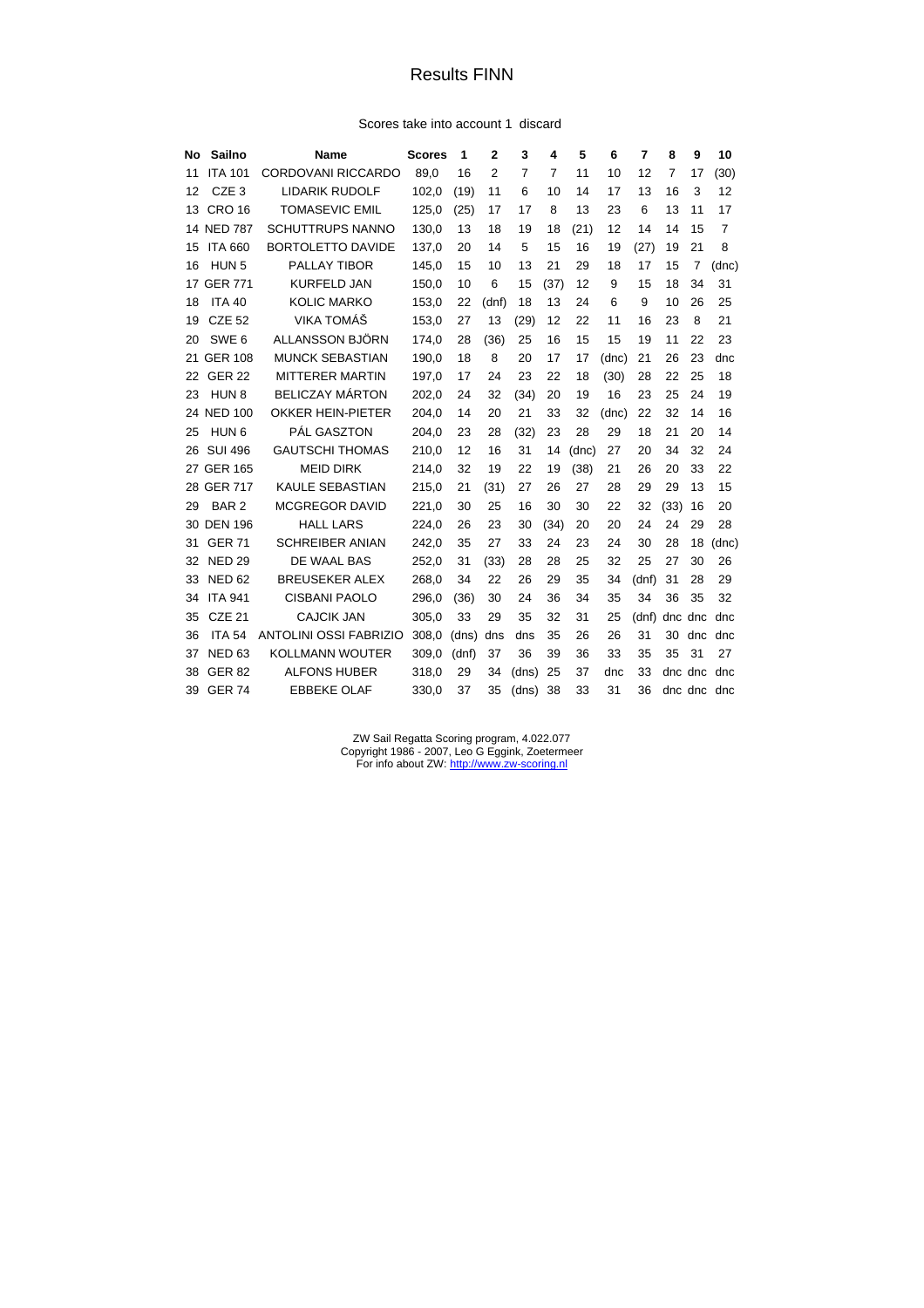# Results FINN

Scores take into account 1 discard

| No | Sailno | Name | Scores | 1 | 2 | 3 | 4 | 5 | 6 | 7 | 8 | 9 | 10 |
|---|---|---|---|---|---|---|---|---|---|---|---|---|---|
| 11 | ITA 101 | CORDOVANI RICCARDO | 89,0 | 16 | 2 | 7 | 7 | 11 | 10 | 12 | 7 | 17 | (30) |
| 12 | CZE 3 | LIDARIK RUDOLF | 102,0 | (19) | 11 | 6 | 10 | 14 | 17 | 13 | 16 | 3 | 12 |
| 13 | CRO 16 | TOMASEVIC EMIL | 125,0 | (25) | 17 | 17 | 8 | 13 | 23 | 6 | 13 | 11 | 17 |
| 14 | NED 787 | SCHUTTRUPS NANNO | 130,0 | 13 | 18 | 19 | 18 | (21) | 12 | 14 | 14 | 15 | 7 |
| 15 | ITA 660 | BORTOLETTO DAVIDE | 137,0 | 20 | 14 | 5 | 15 | 16 | 19 | (27) | 19 | 21 | 8 |
| 16 | HUN 5 | PALLAY TIBOR | 145,0 | 15 | 10 | 13 | 21 | 29 | 18 | 17 | 15 | 7 | (dnc) |
| 17 | GER 771 | KURFELD JAN | 150,0 | 10 | 6 | 15 | (37) | 12 | 9 | 15 | 18 | 34 | 31 |
| 18 | ITA 40 | KOLIC MARKO | 153,0 | 22 | (dnf) | 18 | 13 | 24 | 6 | 9 | 10 | 26 | 25 |
| 19 | CZE 52 | VIKA TOMÁŠ | 153,0 | 27 | 13 | (29) | 12 | 22 | 11 | 16 | 23 | 8 | 21 |
| 20 | SWE 6 | ALLANSSON BJÖRN | 174,0 | 28 | (36) | 25 | 16 | 15 | 15 | 19 | 11 | 22 | 23 |
| 21 | GER 108 | MUNCK SEBASTIAN | 190,0 | 18 | 8 | 20 | 17 | 17 | (dnc) | 21 | 26 | 23 | dnc |
| 22 | GER 22 | MITTERER MARTIN | 197,0 | 17 | 24 | 23 | 22 | 18 | (30) | 28 | 22 | 25 | 18 |
| 23 | HUN 8 | BELICZAY MÁRTON | 202,0 | 24 | 32 | (34) | 20 | 19 | 16 | 23 | 25 | 24 | 19 |
| 24 | NED 100 | OKKER HEIN-PIETER | 204,0 | 14 | 20 | 21 | 33 | 32 | (dnc) | 22 | 32 | 14 | 16 |
| 25 | HUN 6 | PÁL GASZTON | 204,0 | 23 | 28 | (32) | 23 | 28 | 29 | 18 | 21 | 20 | 14 |
| 26 | SUI 496 | GAUTSCHI THOMAS | 210,0 | 12 | 16 | 31 | 14 | (dnc) | 27 | 20 | 34 | 32 | 24 |
| 27 | GER 165 | MEID DIRK | 214,0 | 32 | 19 | 22 | 19 | (38) | 21 | 26 | 20 | 33 | 22 |
| 28 | GER 717 | KAULE SEBASTIAN | 215,0 | 21 | (31) | 27 | 26 | 27 | 28 | 29 | 29 | 13 | 15 |
| 29 | BAR 2 | MCGREGOR DAVID | 221,0 | 30 | 25 | 16 | 30 | 30 | 22 | 32 | (33) | 16 | 20 |
| 30 | DEN 196 | HALL LARS | 224,0 | 26 | 23 | 30 | (34) | 20 | 20 | 24 | 24 | 29 | 28 |
| 31 | GER 71 | SCHREIBER ANIAN | 242,0 | 35 | 27 | 33 | 24 | 23 | 24 | 30 | 28 | 18 | (dnc) |
| 32 | NED 29 | DE WAAL BAS | 252,0 | 31 | (33) | 28 | 28 | 25 | 32 | 25 | 27 | 30 | 26 |
| 33 | NED 62 | BREUSEKER ALEX | 268,0 | 34 | 22 | 26 | 29 | 35 | 34 | (dnf) | 31 | 28 | 29 |
| 34 | ITA 941 | CISBANI PAOLO | 296,0 | (36) | 30 | 24 | 36 | 34 | 35 | 34 | 36 | 35 | 32 |
| 35 | CZE 21 | CAJCIK JAN | 305,0 | 33 | 29 | 35 | 32 | 31 | 25 | (dnf) | dnc | dnc | dnc |
| 36 | ITA 54 | ANTOLINI OSSI FABRIZIO | 308,0 | (dns) | dns | dns | 35 | 26 | 26 | 31 | 30 | dnc | dnc |
| 37 | NED 63 | KOLLMANN WOUTER | 309,0 | (dnf) | 37 | 36 | 39 | 36 | 33 | 35 | 35 | 31 | 27 |
| 38 | GER 82 | ALFONS HUBER | 318,0 | 29 | 34 | (dns) | 25 | 37 | dnc | 33 | dnc | dnc | dnc |
| 39 | GER 74 | EBBEKE OLAF | 330,0 | 37 | 35 | (dns) | 38 | 33 | 31 | 36 | dnc | dnc | dnc |

ZW Sail Regatta Scoring program, 4.022.077
Copyright 1986 - 2007, Leo G Eggink, Zoetermeer
For info about ZW: http://www.zw-scoring.nl